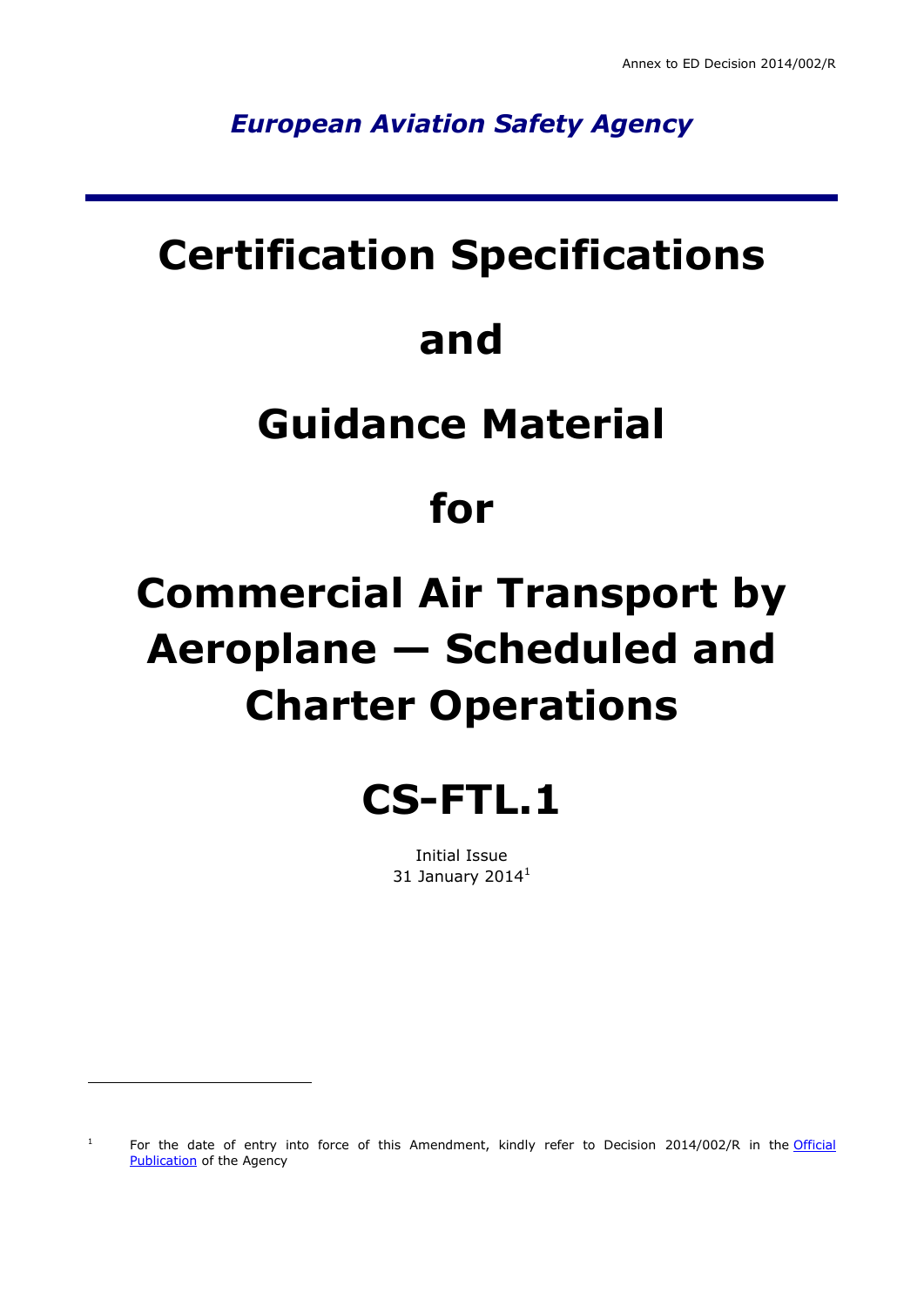Annex to ED Decision 2014/002/R

*European Aviation Safety Agency*

# Certification Specifications

# and

# Guidance Material

# for

# Commercial Air Transport by Aeroplane — Scheduled and Charter Operations

# CS-FTL.1

Initial Issue
31 January 2014[1]

---

[1] For the date of entry into force of this Amendment, kindly refer to Decision 2014/002/R in the Official Publication of the Agency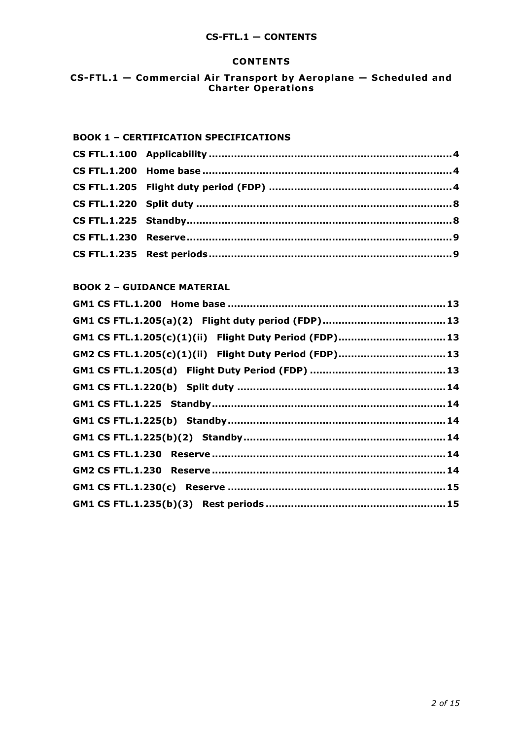# CONTENTS

## CS-FTL.1 — Commercial Air Transport by Aeroplane — Scheduled and Charter Operations

### BOOK 1 – CERTIFICATION SPECIFICATIONS

**CS FTL.1.100 Applicability** ........................................ **4**

**CS FTL.1.200 Home base** ........................................ **4**

**CS FTL.1.205 Flight duty period (FDP)** ........................................ **4**

**CS FTL.1.220 Split duty** ........................................ **8**

**CS FTL.1.225 Standby** ........................................ **8**

**CS FTL.1.230 Reserve** ........................................ **9**

**CS FTL.1.235 Rest periods** ........................................ **9**

### BOOK 2 – GUIDANCE MATERIAL

**GM1 CS FTL.1.200 Home base** ........................................ **13**

**GM1 CS FTL.1.205(a)(2) Flight duty period (FDP)** ........................................ **13**

**GM1 CS FTL.1.205(c)(1)(ii) Flight Duty Period (FDP)** ........................................ **13**

**GM2 CS FTL.1.205(c)(1)(ii) Flight Duty Period (FDP)** ........................................ **13**

**GM1 CS FTL.1.205(d) Flight Duty Period (FDP)** ........................................ **13**

**GM1 CS FTL.1.220(b) Split duty** ........................................ **14**

**GM1 CS FTL.1.225 Standby** ........................................ **14**

**GM1 CS FTL.1.225(b) Standby** ........................................ **14**

**GM1 CS FTL.1.225(b)(2) Standby** ........................................ **14**

**GM1 CS FTL.1.230 Reserve** ........................................ **14**

**GM2 CS FTL.1.230 Reserve** ........................................ **14**

**GM1 CS FTL.1.230(c) Reserve** ........................................ **15**

**GM1 CS FTL.1.235(b)(3) Rest periods** ........................................ **15**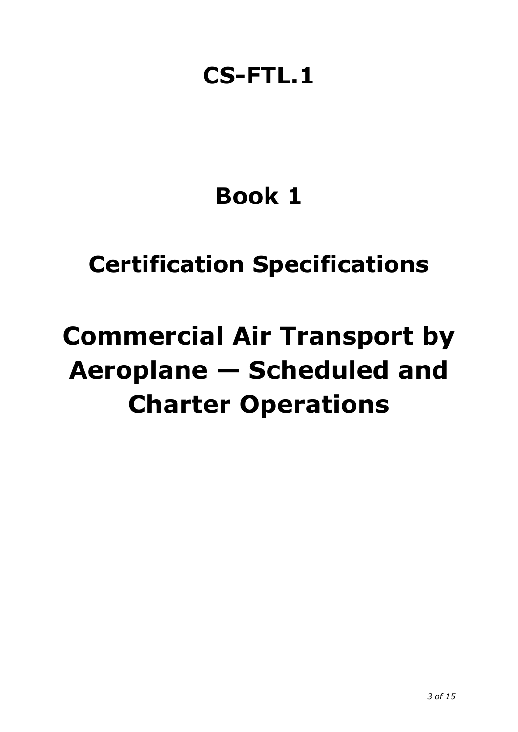# CS-FTL.1

# Book 1

# Certification Specifications

# Commercial Air Transport by Aeroplane — Scheduled and Charter Operations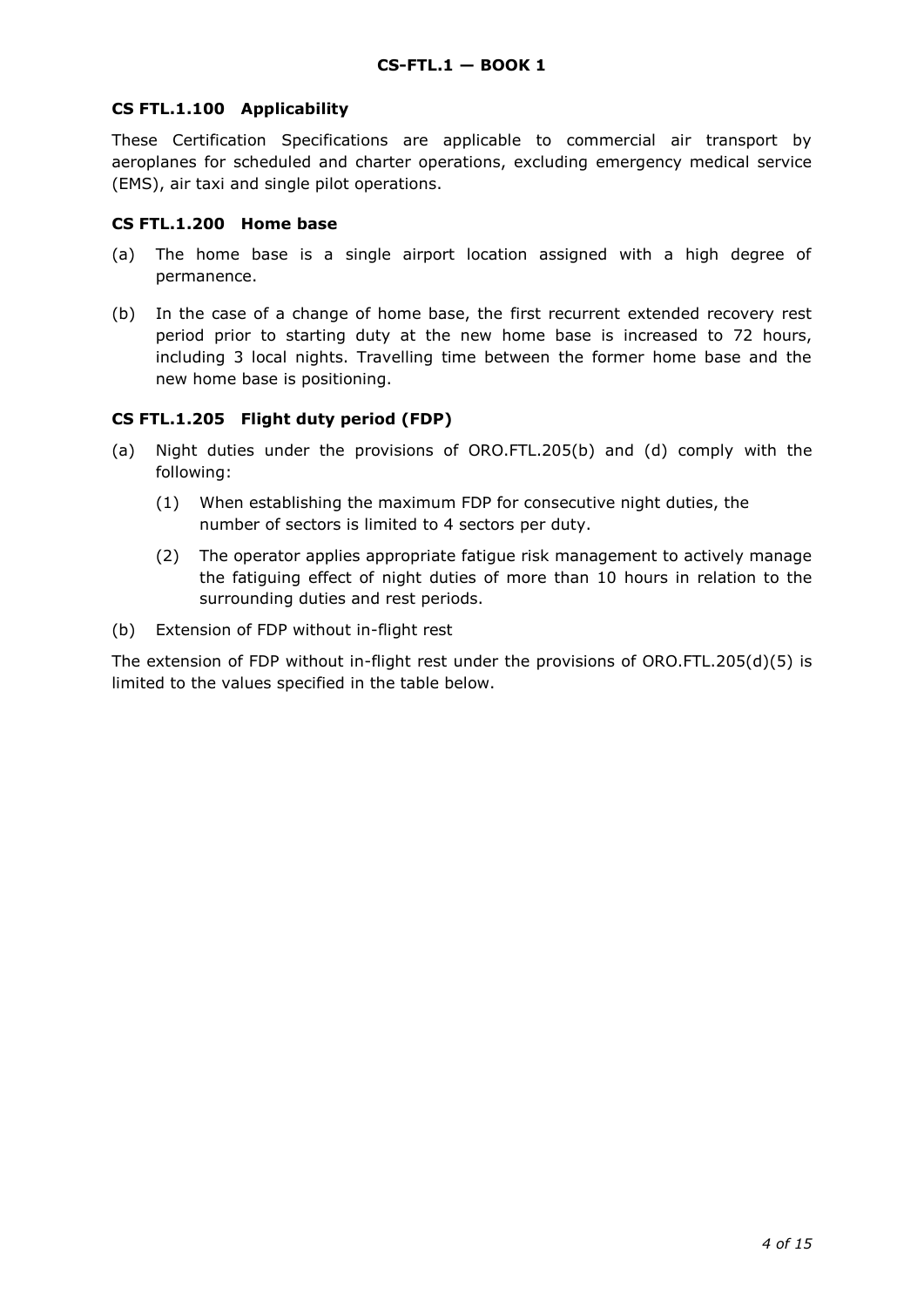### CS FTL.1.100 Applicability

These Certification Specifications are applicable to commercial air transport by aeroplanes for scheduled and charter operations, excluding emergency medical service (EMS), air taxi and single pilot operations.

### CS FTL.1.200 Home base

(a) The home base is a single airport location assigned with a high degree of permanence.

(b) In the case of a change of home base, the first recurrent extended recovery rest period prior to starting duty at the new home base is increased to 72 hours, including 3 local nights. Travelling time between the former home base and the new home base is positioning.

### CS FTL.1.205 Flight duty period (FDP)

(a) Night duties under the provisions of ORO.FTL.205(b) and (d) comply with the following:

  (1) When establishing the maximum FDP for consecutive night duties, the number of sectors is limited to 4 sectors per duty.

  (2) The operator applies appropriate fatigue risk management to actively manage the fatiguing effect of night duties of more than 10 hours in relation to the surrounding duties and rest periods.

(b) Extension of FDP without in-flight rest

The extension of FDP without in-flight rest under the provisions of ORO.FTL.205(d)(5) is limited to the values specified in the table below.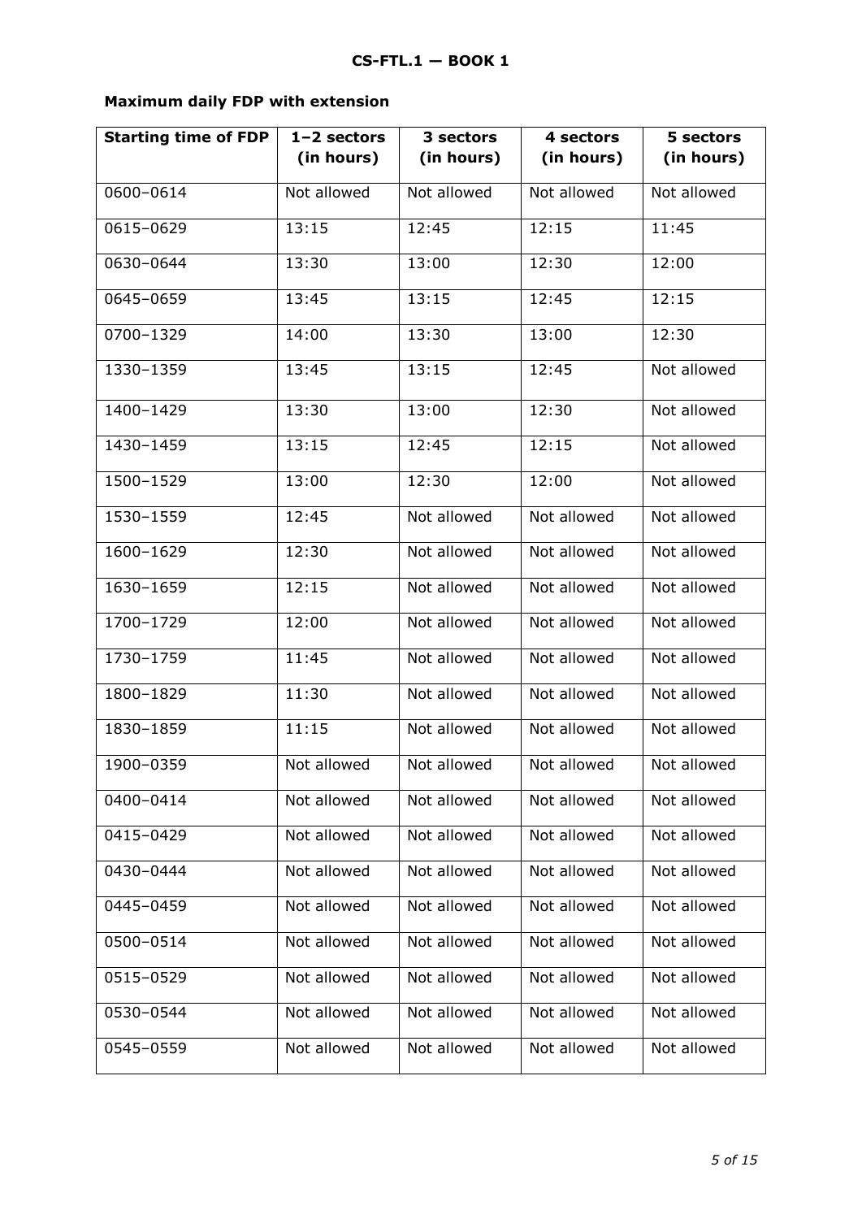**Maximum daily FDP with extension**

| Starting time of FDP | 1–2 sectors (in hours) | 3 sectors (in hours) | 4 sectors (in hours) | 5 sectors (in hours) |
| --- | --- | --- | --- | --- |
| 0600–0614 | Not allowed | Not allowed | Not allowed | Not allowed |
| 0615–0629 | 13:15 | 12:45 | 12:15 | 11:45 |
| 0630–0644 | 13:30 | 13:00 | 12:30 | 12:00 |
| 0645–0659 | 13:45 | 13:15 | 12:45 | 12:15 |
| 0700–1329 | 14:00 | 13:30 | 13:00 | 12:30 |
| 1330–1359 | 13:45 | 13:15 | 12:45 | Not allowed |
| 1400–1429 | 13:30 | 13:00 | 12:30 | Not allowed |
| 1430–1459 | 13:15 | 12:45 | 12:15 | Not allowed |
| 1500–1529 | 13:00 | 12:30 | 12:00 | Not allowed |
| 1530–1559 | 12:45 | Not allowed | Not allowed | Not allowed |
| 1600–1629 | 12:30 | Not allowed | Not allowed | Not allowed |
| 1630–1659 | 12:15 | Not allowed | Not allowed | Not allowed |
| 1700–1729 | 12:00 | Not allowed | Not allowed | Not allowed |
| 1730–1759 | 11:45 | Not allowed | Not allowed | Not allowed |
| 1800–1829 | 11:30 | Not allowed | Not allowed | Not allowed |
| 1830–1859 | 11:15 | Not allowed | Not allowed | Not allowed |
| 1900–0359 | Not allowed | Not allowed | Not allowed | Not allowed |
| 0400–0414 | Not allowed | Not allowed | Not allowed | Not allowed |
| 0415–0429 | Not allowed | Not allowed | Not allowed | Not allowed |
| 0430–0444 | Not allowed | Not allowed | Not allowed | Not allowed |
| 0445–0459 | Not allowed | Not allowed | Not allowed | Not allowed |
| 0500–0514 | Not allowed | Not allowed | Not allowed | Not allowed |
| 0515–0529 | Not allowed | Not allowed | Not allowed | Not allowed |
| 0530–0544 | Not allowed | Not allowed | Not allowed | Not allowed |
| 0545–0559 | Not allowed | Not allowed | Not allowed | Not allowed |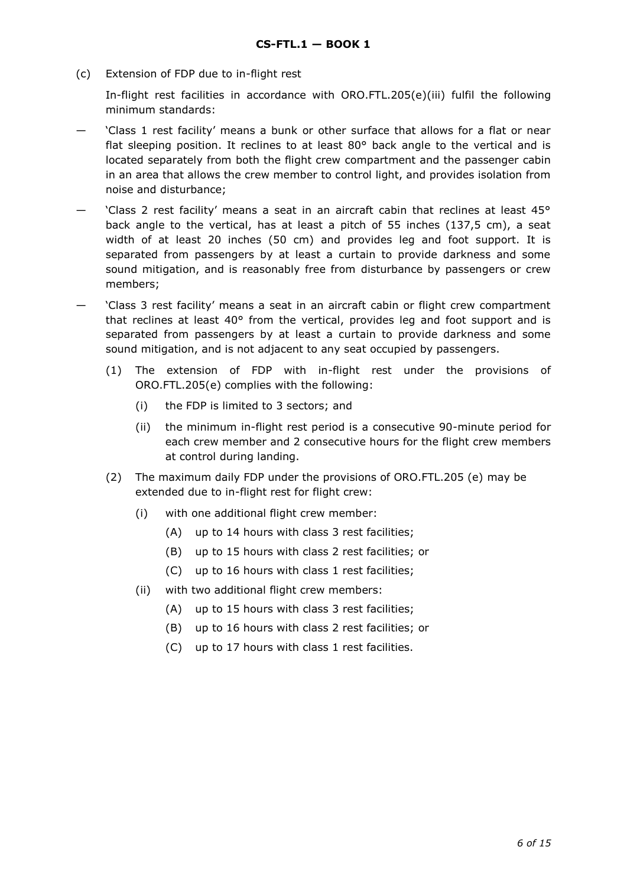(c) Extension of FDP due to in-flight rest

In-flight rest facilities in accordance with ORO.FTL.205(e)(iii) fulfil the following minimum standards:

— 'Class 1 rest facility' means a bunk or other surface that allows for a flat or near flat sleeping position. It reclines to at least 80° back angle to the vertical and is located separately from both the flight crew compartment and the passenger cabin in an area that allows the crew member to control light, and provides isolation from noise and disturbance;

— 'Class 2 rest facility' means a seat in an aircraft cabin that reclines at least 45° back angle to the vertical, has at least a pitch of 55 inches (137,5 cm), a seat width of at least 20 inches (50 cm) and provides leg and foot support. It is separated from passengers by at least a curtain to provide darkness and some sound mitigation, and is reasonably free from disturbance by passengers or crew members;

— 'Class 3 rest facility' means a seat in an aircraft cabin or flight crew compartment that reclines at least 40° from the vertical, provides leg and foot support and is separated from passengers by at least a curtain to provide darkness and some sound mitigation, and is not adjacent to any seat occupied by passengers.

(1) The extension of FDP with in-flight rest under the provisions of ORO.FTL.205(e) complies with the following:

   (i) the FDP is limited to 3 sectors; and

   (ii) the minimum in-flight rest period is a consecutive 90-minute period for each crew member and 2 consecutive hours for the flight crew members at control during landing.

(2) The maximum daily FDP under the provisions of ORO.FTL.205 (e) may be extended due to in-flight rest for flight crew:

   (i) with one additional flight crew member:

      (A) up to 14 hours with class 3 rest facilities;

      (B) up to 15 hours with class 2 rest facilities; or

      (C) up to 16 hours with class 1 rest facilities;

   (ii) with two additional flight crew members:

      (A) up to 15 hours with class 3 rest facilities;

      (B) up to 16 hours with class 2 rest facilities; or

      (C) up to 17 hours with class 1 rest facilities.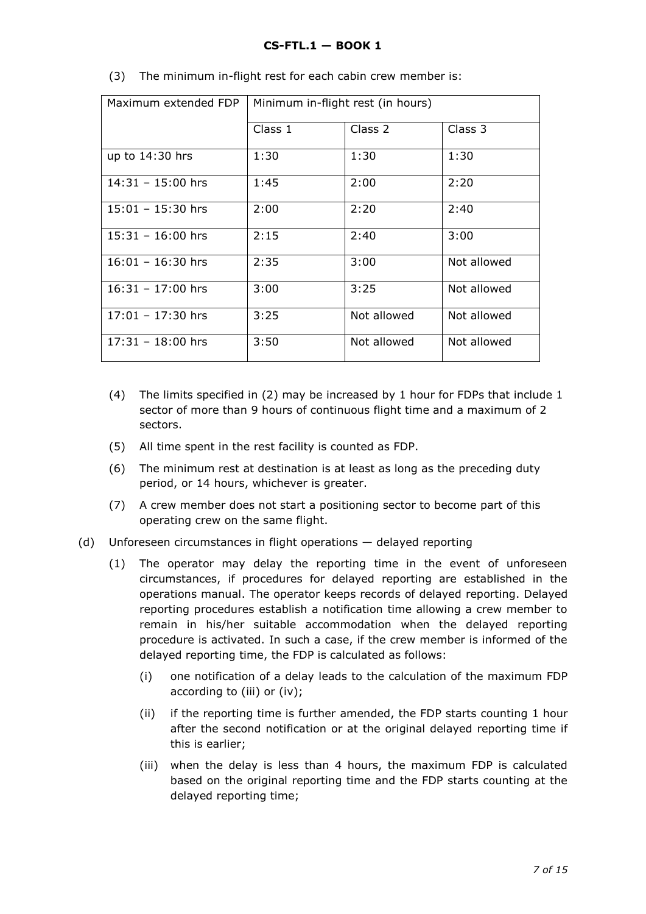(3) The minimum in-flight rest for each cabin crew member is:

| Maximum extended FDP | Minimum in-flight rest (in hours) | | |
|---|---|---|---|
| | Class 1 | Class 2 | Class 3 |
| up to 14:30 hrs | 1:30 | 1:30 | 1:30 |
| 14:31 – 15:00 hrs | 1:45 | 2:00 | 2:20 |
| 15:01 – 15:30 hrs | 2:00 | 2:20 | 2:40 |
| 15:31 – 16:00 hrs | 2:15 | 2:40 | 3:00 |
| 16:01 – 16:30 hrs | 2:35 | 3:00 | Not allowed |
| 16:31 – 17:00 hrs | 3:00 | 3:25 | Not allowed |
| 17:01 – 17:30 hrs | 3:25 | Not allowed | Not allowed |
| 17:31 – 18:00 hrs | 3:50 | Not allowed | Not allowed |

(4) The limits specified in (2) may be increased by 1 hour for FDPs that include 1 sector of more than 9 hours of continuous flight time and a maximum of 2 sectors.

(5) All time spent in the rest facility is counted as FDP.

(6) The minimum rest at destination is at least as long as the preceding duty period, or 14 hours, whichever is greater.

(7) A crew member does not start a positioning sector to become part of this operating crew on the same flight.

(d) Unforeseen circumstances in flight operations — delayed reporting

(1) The operator may delay the reporting time in the event of unforeseen circumstances, if procedures for delayed reporting are established in the operations manual. The operator keeps records of delayed reporting. Delayed reporting procedures establish a notification time allowing a crew member to remain in his/her suitable accommodation when the delayed reporting procedure is activated. In such a case, if the crew member is informed of the delayed reporting time, the FDP is calculated as follows:

(i) one notification of a delay leads to the calculation of the maximum FDP according to (iii) or (iv);

(ii) if the reporting time is further amended, the FDP starts counting 1 hour after the second notification or at the original delayed reporting time if this is earlier;

(iii) when the delay is less than 4 hours, the maximum FDP is calculated based on the original reporting time and the FDP starts counting at the delayed reporting time;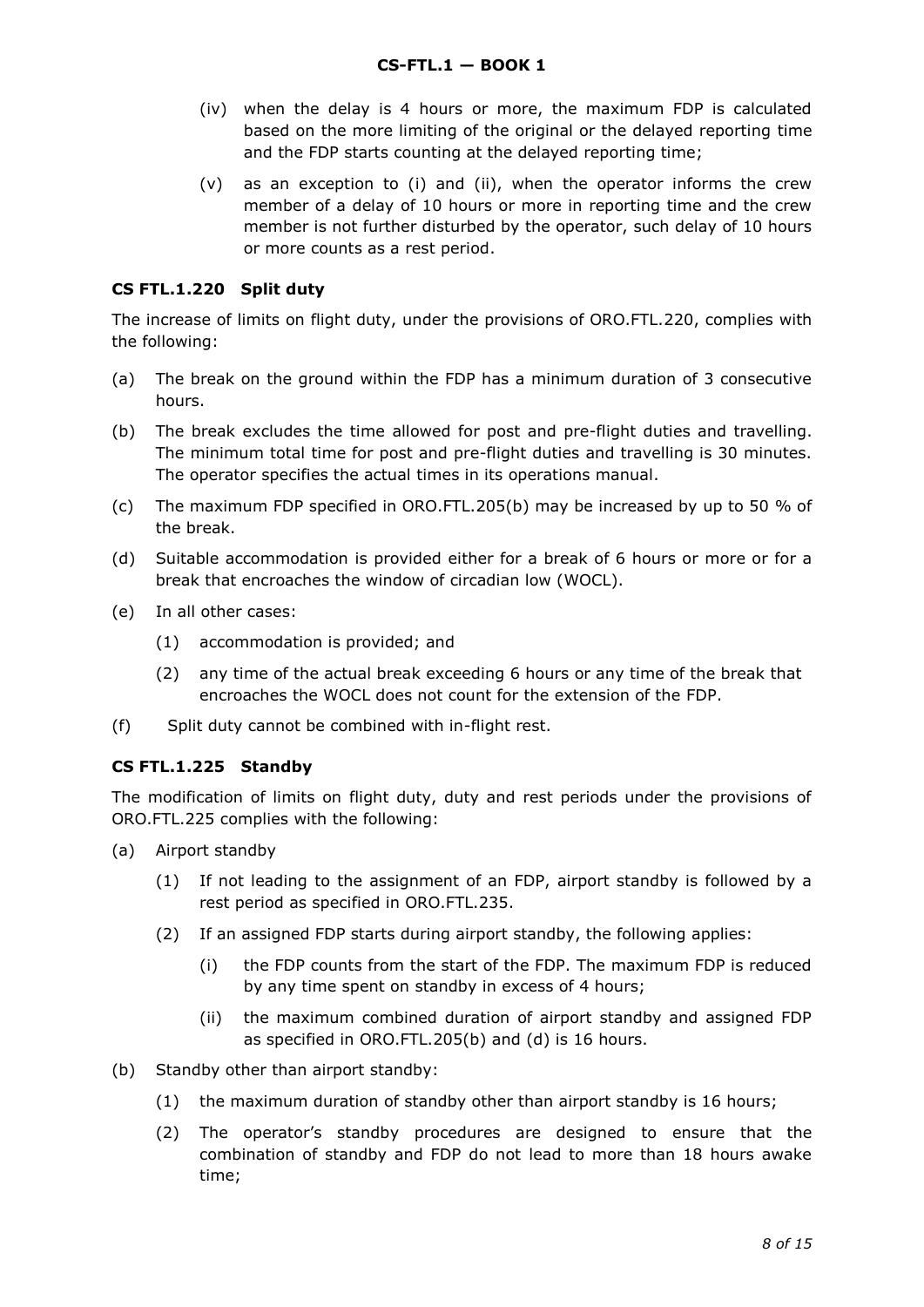(iv) when the delay is 4 hours or more, the maximum FDP is calculated based on the more limiting of the original or the delayed reporting time and the FDP starts counting at the delayed reporting time;

(v) as an exception to (i) and (ii), when the operator informs the crew member of a delay of 10 hours or more in reporting time and the crew member is not further disturbed by the operator, such delay of 10 hours or more counts as a rest period.

### CS FTL.1.220 Split duty

The increase of limits on flight duty, under the provisions of ORO.FTL.220, complies with the following:

(a) The break on the ground within the FDP has a minimum duration of 3 consecutive hours.

(b) The break excludes the time allowed for post and pre-flight duties and travelling. The minimum total time for post and pre-flight duties and travelling is 30 minutes. The operator specifies the actual times in its operations manual.

(c) The maximum FDP specified in ORO.FTL.205(b) may be increased by up to 50 % of the break.

(d) Suitable accommodation is provided either for a break of 6 hours or more or for a break that encroaches the window of circadian low (WOCL).

(e) In all other cases:

  (1) accommodation is provided; and

  (2) any time of the actual break exceeding 6 hours or any time of the break that encroaches the WOCL does not count for the extension of the FDP.

(f) Split duty cannot be combined with in-flight rest.

### CS FTL.1.225 Standby

The modification of limits on flight duty, duty and rest periods under the provisions of ORO.FTL.225 complies with the following:

(a) Airport standby

  (1) If not leading to the assignment of an FDP, airport standby is followed by a rest period as specified in ORO.FTL.235.

  (2) If an assigned FDP starts during airport standby, the following applies:

    (i) the FDP counts from the start of the FDP. The maximum FDP is reduced by any time spent on standby in excess of 4 hours;

    (ii) the maximum combined duration of airport standby and assigned FDP as specified in ORO.FTL.205(b) and (d) is 16 hours.

(b) Standby other than airport standby:

  (1) the maximum duration of standby other than airport standby is 16 hours;

  (2) The operator's standby procedures are designed to ensure that the combination of standby and FDP do not lead to more than 18 hours awake time;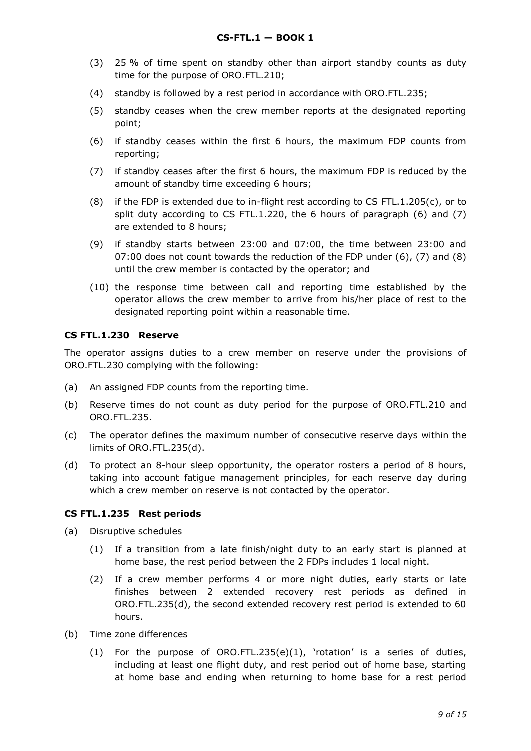(3) 25 % of time spent on standby other than airport standby counts as duty time for the purpose of ORO.FTL.210;

(4) standby is followed by a rest period in accordance with ORO.FTL.235;

(5) standby ceases when the crew member reports at the designated reporting point;

(6) if standby ceases within the first 6 hours, the maximum FDP counts from reporting;

(7) if standby ceases after the first 6 hours, the maximum FDP is reduced by the amount of standby time exceeding 6 hours;

(8) if the FDP is extended due to in-flight rest according to CS FTL.1.205(c), or to split duty according to CS FTL.1.220, the 6 hours of paragraph (6) and (7) are extended to 8 hours;

(9) if standby starts between 23:00 and 07:00, the time between 23:00 and 07:00 does not count towards the reduction of the FDP under (6), (7) and (8) until the crew member is contacted by the operator; and

(10) the response time between call and reporting time established by the operator allows the crew member to arrive from his/her place of rest to the designated reporting point within a reasonable time.

### CS FTL.1.230 Reserve

The operator assigns duties to a crew member on reserve under the provisions of ORO.FTL.230 complying with the following:

(a) An assigned FDP counts from the reporting time.

(b) Reserve times do not count as duty period for the purpose of ORO.FTL.210 and ORO.FTL.235.

(c) The operator defines the maximum number of consecutive reserve days within the limits of ORO.FTL.235(d).

(d) To protect an 8-hour sleep opportunity, the operator rosters a period of 8 hours, taking into account fatigue management principles, for each reserve day during which a crew member on reserve is not contacted by the operator.

### CS FTL.1.235 Rest periods

(a) Disruptive schedules

(1) If a transition from a late finish/night duty to an early start is planned at home base, the rest period between the 2 FDPs includes 1 local night.

(2) If a crew member performs 4 or more night duties, early starts or late finishes between 2 extended recovery rest periods as defined in ORO.FTL.235(d), the second extended recovery rest period is extended to 60 hours.

(b) Time zone differences

(1) For the purpose of ORO.FTL.235(e)(1), 'rotation' is a series of duties, including at least one flight duty, and rest period out of home base, starting at home base and ending when returning to home base for a rest period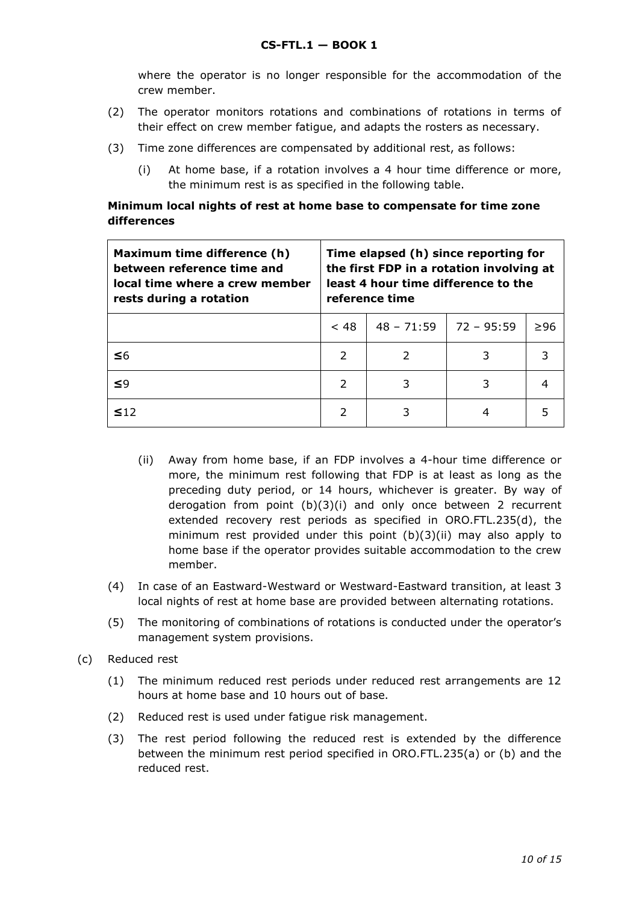where the operator is no longer responsible for the accommodation of the crew member.

(2) The operator monitors rotations and combinations of rotations in terms of their effect on crew member fatigue, and adapts the rosters as necessary.

(3) Time zone differences are compensated by additional rest, as follows:

(i) At home base, if a rotation involves a 4 hour time difference or more, the minimum rest is as specified in the following table.

**Minimum local nights of rest at home base to compensate for time zone differences**

| **Maximum time difference (h) between reference time and local time where a crew member rests during a rotation** | **Time elapsed (h) since reporting for the first FDP in a rotation involving at least 4 hour time difference to the reference time** | | | |
|---|---|---|---|---|
| | < 48 | 48 – 71:59 | 72 – 95:59 | ≥96 |
| ≤6 | 2 | 2 | 3 | 3 |
| ≤9 | 2 | 3 | 3 | 4 |
| ≤12 | 2 | 3 | 4 | 5 |

(ii) Away from home base, if an FDP involves a 4-hour time difference or more, the minimum rest following that FDP is at least as long as the preceding duty period, or 14 hours, whichever is greater. By way of derogation from point (b)(3)(i) and only once between 2 recurrent extended recovery rest periods as specified in ORO.FTL.235(d), the minimum rest provided under this point (b)(3)(ii) may also apply to home base if the operator provides suitable accommodation to the crew member.

(4) In case of an Eastward-Westward or Westward-Eastward transition, at least 3 local nights of rest at home base are provided between alternating rotations.

(5) The monitoring of combinations of rotations is conducted under the operator's management system provisions.

(c) Reduced rest

(1) The minimum reduced rest periods under reduced rest arrangements are 12 hours at home base and 10 hours out of base.

(2) Reduced rest is used under fatigue risk management.

(3) The rest period following the reduced rest is extended by the difference between the minimum rest period specified in ORO.FTL.235(a) or (b) and the reduced rest.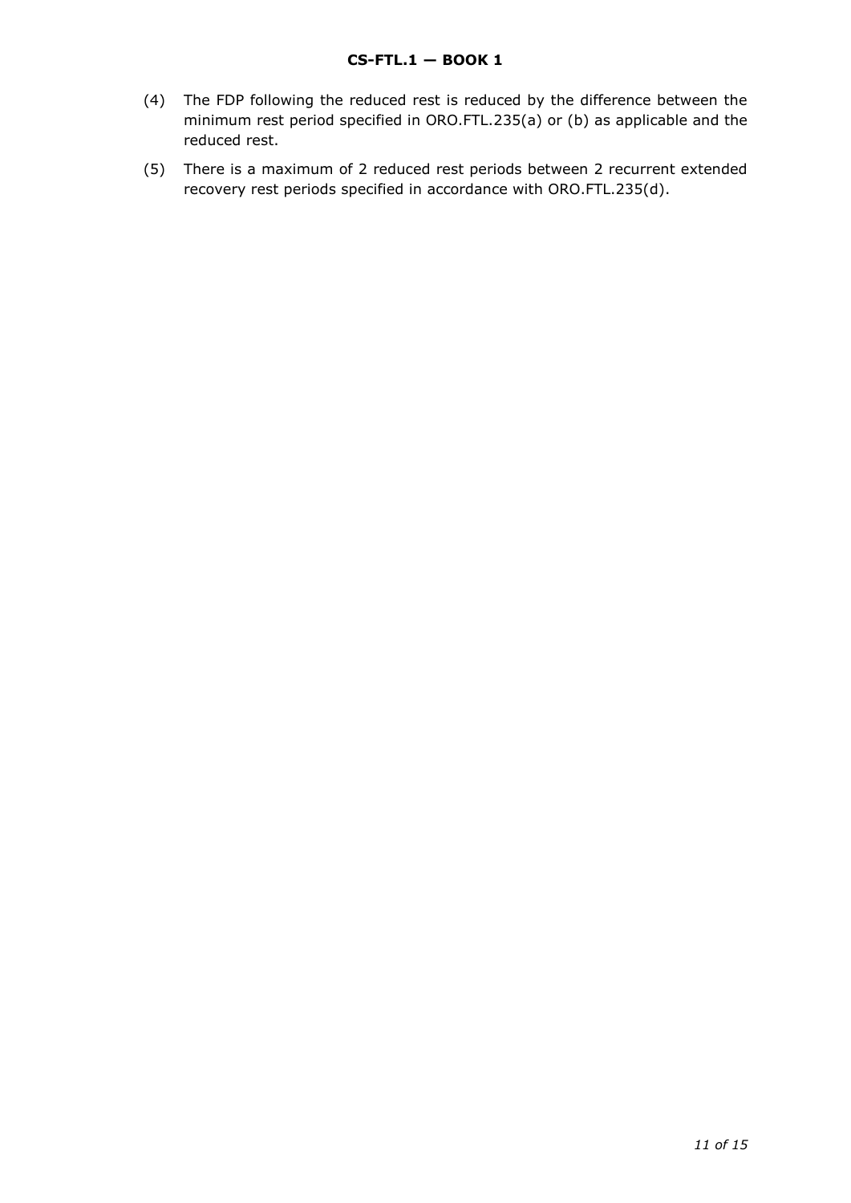(4) The FDP following the reduced rest is reduced by the difference between the minimum rest period specified in ORO.FTL.235(a) or (b) as applicable and the reduced rest.

(5) There is a maximum of 2 reduced rest periods between 2 recurrent extended recovery rest periods specified in accordance with ORO.FTL.235(d).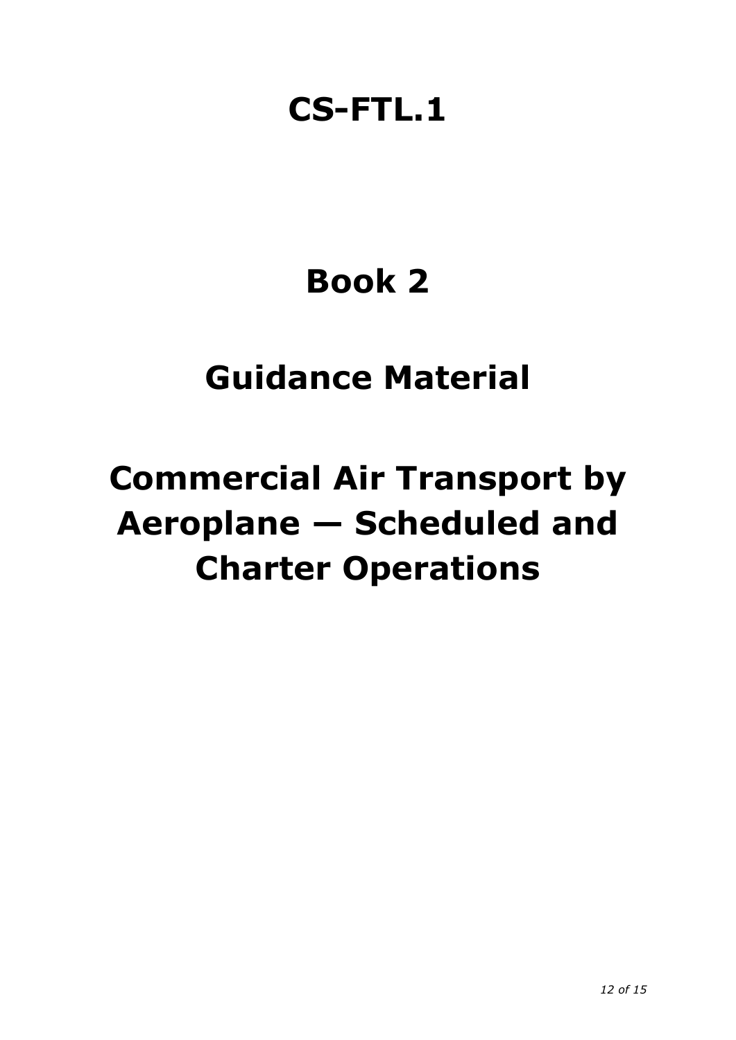# CS-FTL.1

# Book 2

# Guidance Material

# Commercial Air Transport by Aeroplane — Scheduled and Charter Operations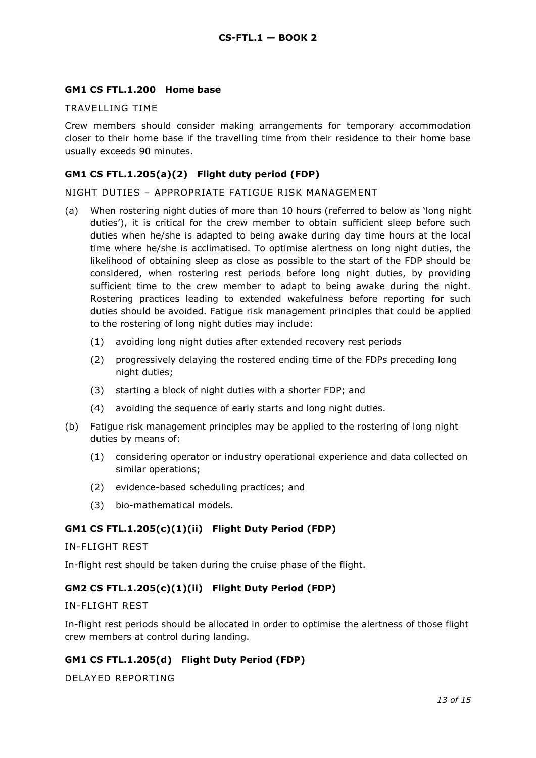### GM1 CS FTL.1.200 Home base

TRAVELLING TIME

Crew members should consider making arrangements for temporary accommodation closer to their home base if the travelling time from their residence to their home base usually exceeds 90 minutes.

### GM1 CS FTL.1.205(a)(2) Flight duty period (FDP)

NIGHT DUTIES – APPROPRIATE FATIGUE RISK MANAGEMENT

(a) When rostering night duties of more than 10 hours (referred to below as 'long night duties'), it is critical for the crew member to obtain sufficient sleep before such duties when he/she is adapted to being awake during day time hours at the local time where he/she is acclimatised. To optimise alertness on long night duties, the likelihood of obtaining sleep as close as possible to the start of the FDP should be considered, when rostering rest periods before long night duties, by providing sufficient time to the crew member to adapt to being awake during the night. Rostering practices leading to extended wakefulness before reporting for such duties should be avoided. Fatigue risk management principles that could be applied to the rostering of long night duties may include:

   (1) avoiding long night duties after extended recovery rest periods

   (2) progressively delaying the rostered ending time of the FDPs preceding long night duties;

   (3) starting a block of night duties with a shorter FDP; and

   (4) avoiding the sequence of early starts and long night duties.

(b) Fatigue risk management principles may be applied to the rostering of long night duties by means of:

   (1) considering operator or industry operational experience and data collected on similar operations;

   (2) evidence-based scheduling practices; and

   (3) bio-mathematical models.

### GM1 CS FTL.1.205(c)(1)(ii) Flight Duty Period (FDP)

IN-FLIGHT REST

In-flight rest should be taken during the cruise phase of the flight.

### GM2 CS FTL.1.205(c)(1)(ii) Flight Duty Period (FDP)

IN-FLIGHT REST

In-flight rest periods should be allocated in order to optimise the alertness of those flight crew members at control during landing.

### GM1 CS FTL.1.205(d) Flight Duty Period (FDP)

DELAYED REPORTING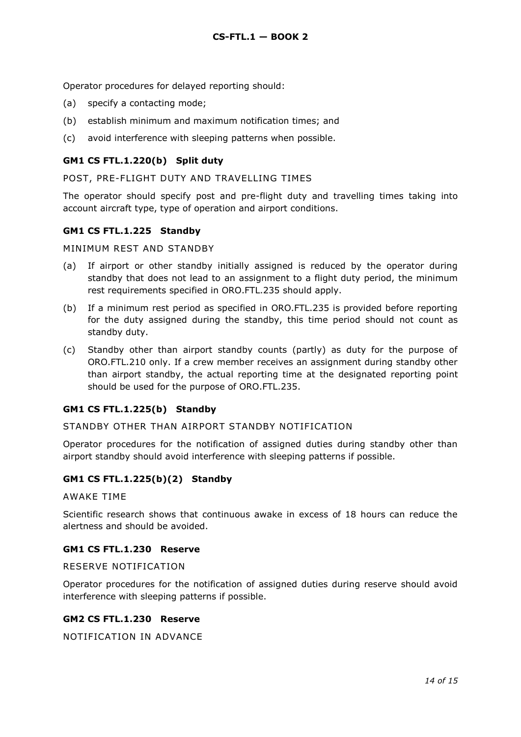Operator procedures for delayed reporting should:

(a) specify a contacting mode;

(b) establish minimum and maximum notification times; and

(c) avoid interference with sleeping patterns when possible.

### GM1 CS FTL.1.220(b) Split duty

POST, PRE-FLIGHT DUTY AND TRAVELLING TIMES

The operator should specify post and pre-flight duty and travelling times taking into account aircraft type, type of operation and airport conditions.

### GM1 CS FTL.1.225 Standby

MINIMUM REST AND STANDBY

(a) If airport or other standby initially assigned is reduced by the operator during standby that does not lead to an assignment to a flight duty period, the minimum rest requirements specified in ORO.FTL.235 should apply.

(b) If a minimum rest period as specified in ORO.FTL.235 is provided before reporting for the duty assigned during the standby, this time period should not count as standby duty.

(c) Standby other than airport standby counts (partly) as duty for the purpose of ORO.FTL.210 only. If a crew member receives an assignment during standby other than airport standby, the actual reporting time at the designated reporting point should be used for the purpose of ORO.FTL.235.

### GM1 CS FTL.1.225(b) Standby

STANDBY OTHER THAN AIRPORT STANDBY NOTIFICATION

Operator procedures for the notification of assigned duties during standby other than airport standby should avoid interference with sleeping patterns if possible.

### GM1 CS FTL.1.225(b)(2) Standby

AWAKE TIME

Scientific research shows that continuous awake in excess of 18 hours can reduce the alertness and should be avoided.

### GM1 CS FTL.1.230 Reserve

RESERVE NOTIFICATION

Operator procedures for the notification of assigned duties during reserve should avoid interference with sleeping patterns if possible.

### GM2 CS FTL.1.230 Reserve

NOTIFICATION IN ADVANCE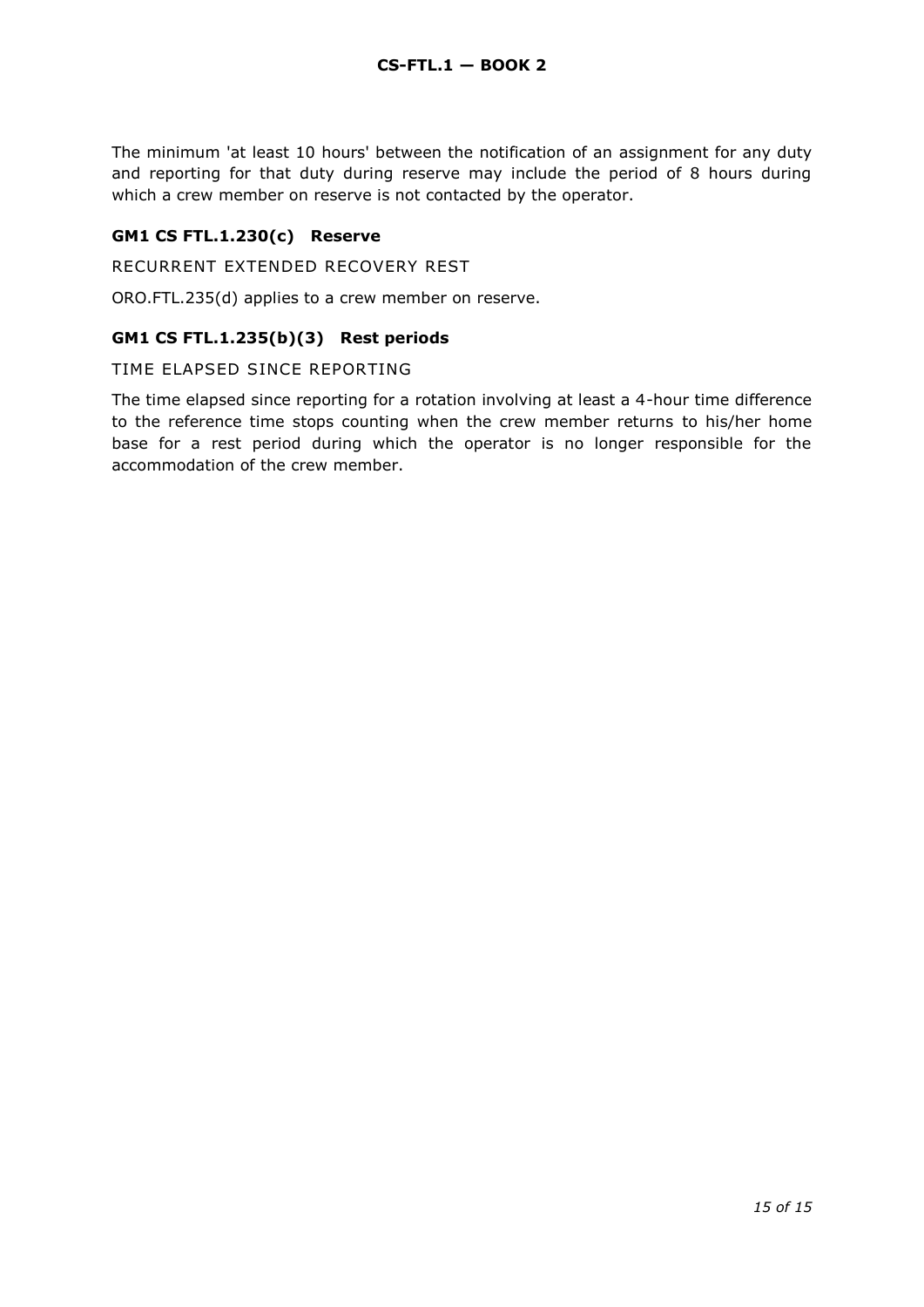The minimum 'at least 10 hours' between the notification of an assignment for any duty and reporting for that duty during reserve may include the period of 8 hours during which a crew member on reserve is not contacted by the operator.

### GM1 CS FTL.1.230(c) Reserve

RECURRENT EXTENDED RECOVERY REST

ORO.FTL.235(d) applies to a crew member on reserve.

### GM1 CS FTL.1.235(b)(3) Rest periods

TIME ELAPSED SINCE REPORTING

The time elapsed since reporting for a rotation involving at least a 4-hour time difference to the reference time stops counting when the crew member returns to his/her home base for a rest period during which the operator is no longer responsible for the accommodation of the crew member.